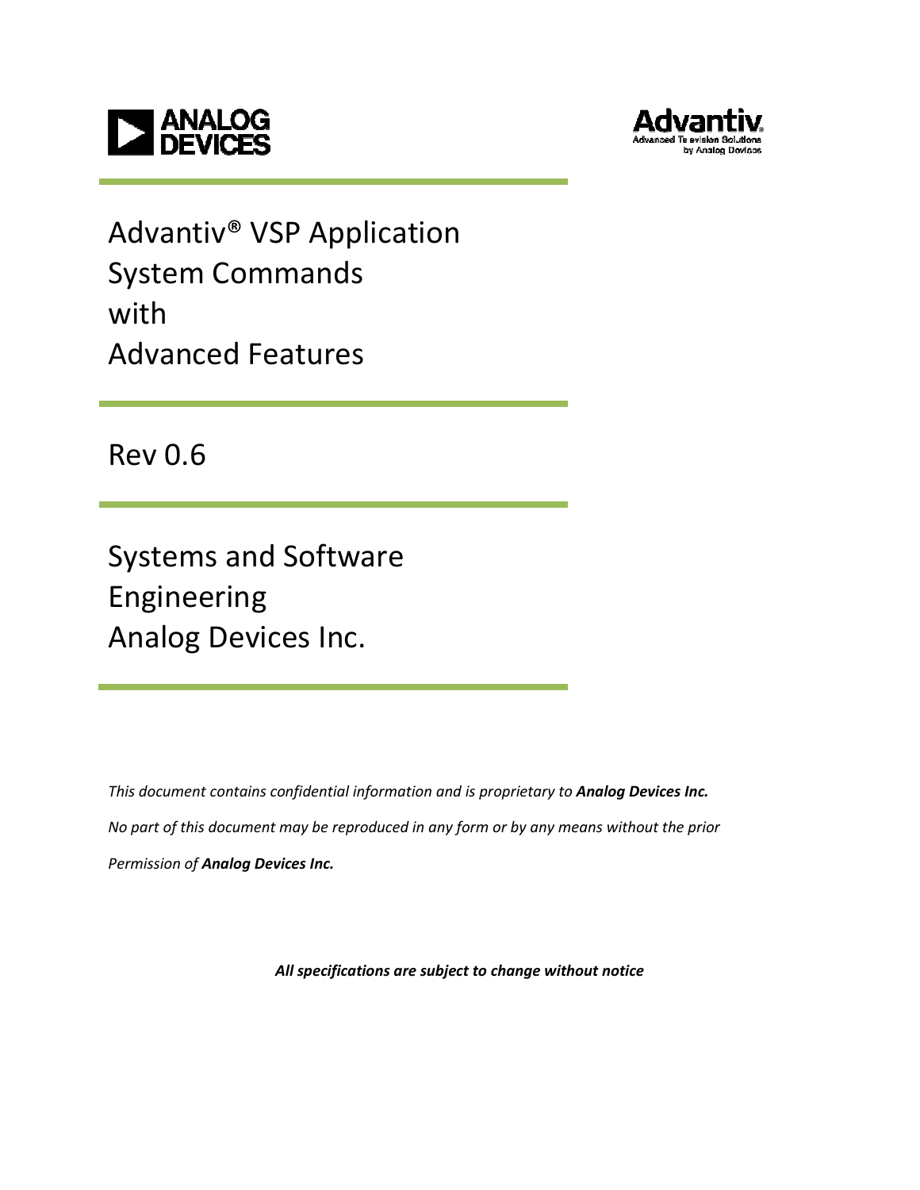ANALOG DEVICES

Advantiv
Advanced Television Solutions by Analog Devices

# Advantiv® VSP Application System Commands with Advanced Features

Rev 0.6

Systems and Software Engineering
Analog Devices Inc.

*This document contains confidential information and is proprietary to* ***Analog Devices Inc.***

*No part of this document may be reproduced in any form or by any means without the prior*

*Permission of* ***Analog Devices Inc.***

***All specifications are subject to change without notice***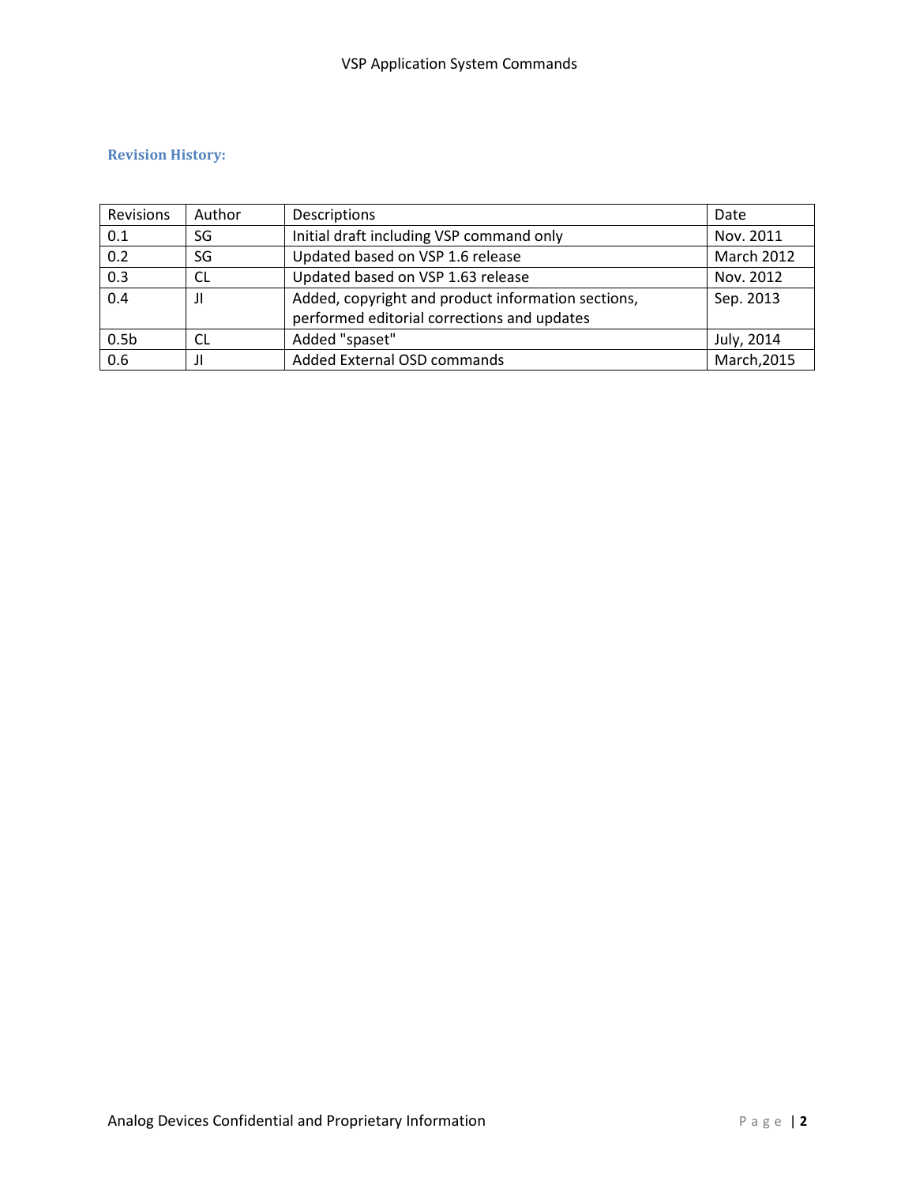## Revision History:

| Revisions | Author | Descriptions | Date |
|---|---|---|---|
| 0.1 | SG | Initial draft including VSP command only | Nov. 2011 |
| 0.2 | SG | Updated based on VSP 1.6 release | March 2012 |
| 0.3 | CL | Updated based on VSP 1.63 release | Nov. 2012 |
| 0.4 | JI | Added, copyright and product information sections, performed editorial corrections and updates | Sep. 2013 |
| 0.5b | CL | Added "spaset" | July, 2014 |
| 0.6 | JI | Added External OSD commands | March,2015 |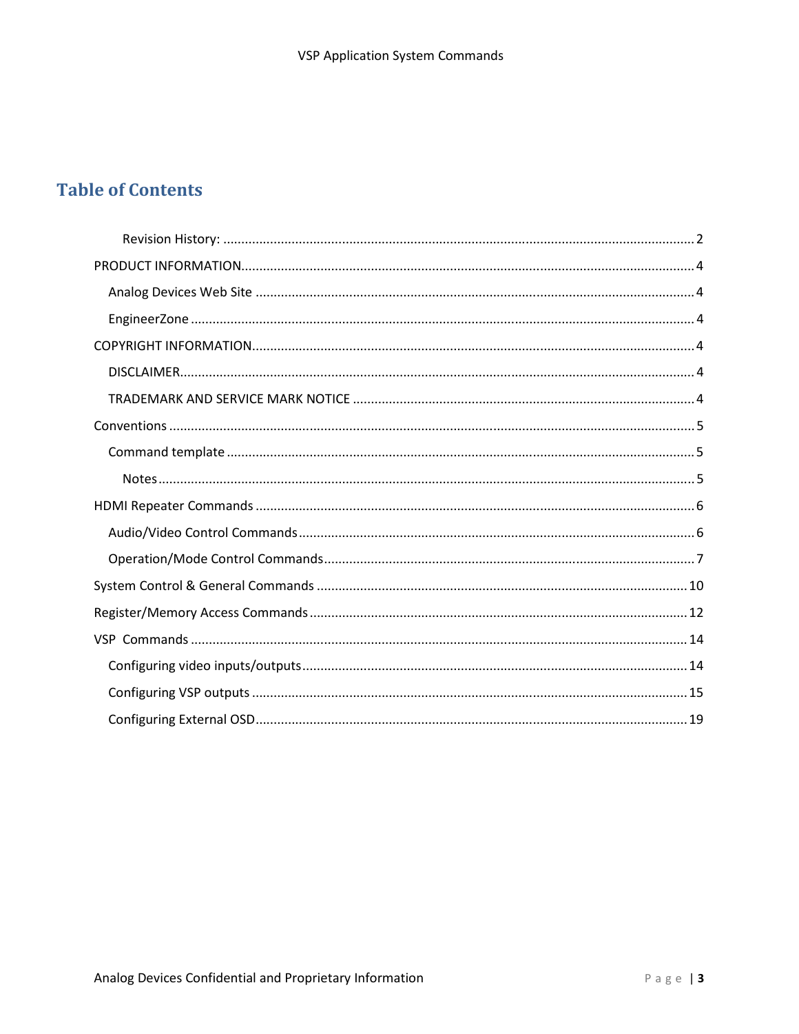# Table of Contents

- Revision History: ........ 2
- PRODUCT INFORMATION ........ 4
  - Analog Devices Web Site ........ 4
  - EngineerZone ........ 4
- COPYRIGHT INFORMATION ........ 4
  - DISCLAIMER ........ 4
  - TRADEMARK AND SERVICE MARK NOTICE ........ 4
- Conventions ........ 5
  - Command template ........ 5
    - Notes ........ 5
- HDMI Repeater Commands ........ 6
  - Audio/Video Control Commands ........ 6
  - Operation/Mode Control Commands ........ 7
- System Control & General Commands ........ 10
- Register/Memory Access Commands ........ 12
- VSP Commands ........ 14
  - Configuring video inputs/outputs ........ 14
  - Configuring VSP outputs ........ 15
  - Configuring External OSD ........ 19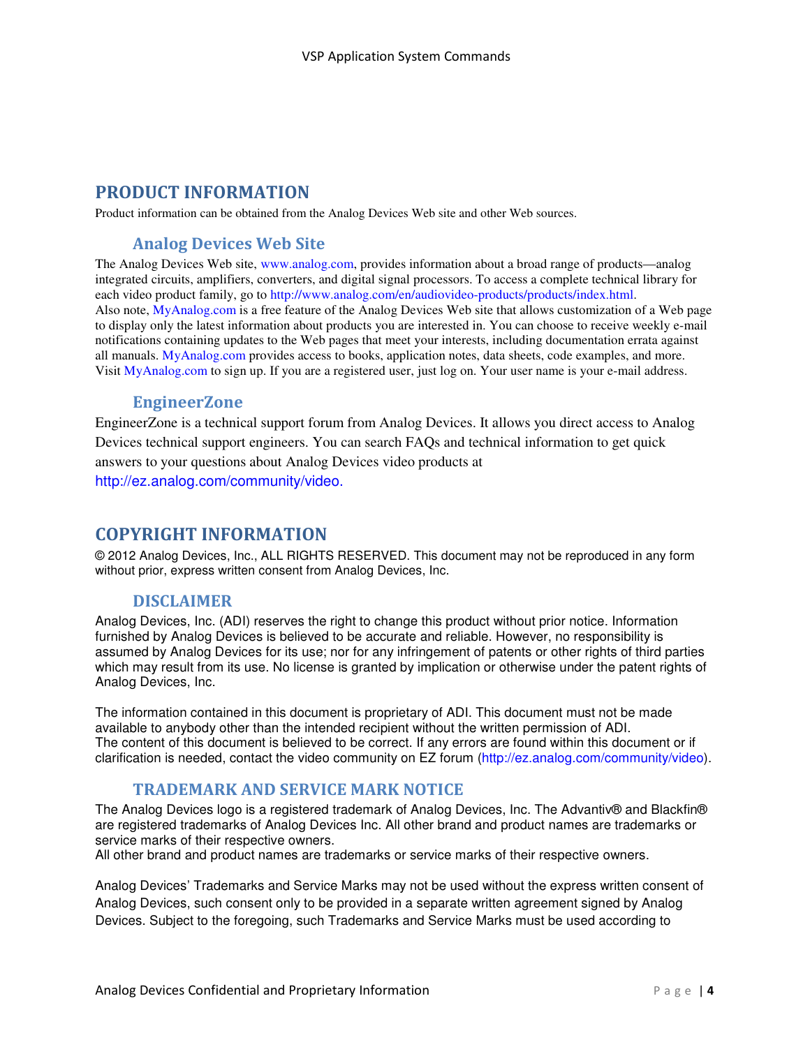# PRODUCT INFORMATION

Product information can be obtained from the Analog Devices Web site and other Web sources.

## Analog Devices Web Site

The Analog Devices Web site, www.analog.com, provides information about a broad range of products—analog integrated circuits, amplifiers, converters, and digital signal processors. To access a complete technical library for each video product family, go to http://www.analog.com/en/audiovideo-products/products/index.html.
Also note, MyAnalog.com is a free feature of the Analog Devices Web site that allows customization of a Web page to display only the latest information about products you are interested in. You can choose to receive weekly e-mail notifications containing updates to the Web pages that meet your interests, including documentation errata against all manuals. MyAnalog.com provides access to books, application notes, data sheets, code examples, and more. Visit MyAnalog.com to sign up. If you are a registered user, just log on. Your user name is your e-mail address.

## EngineerZone

EngineerZone is a technical support forum from Analog Devices. It allows you direct access to Analog Devices technical support engineers. You can search FAQs and technical information to get quick answers to your questions about Analog Devices video products at http://ez.analog.com/community/video.

# COPYRIGHT INFORMATION

© 2012 Analog Devices, Inc., ALL RIGHTS RESERVED. This document may not be reproduced in any form without prior, express written consent from Analog Devices, Inc.

## DISCLAIMER

Analog Devices, Inc. (ADI) reserves the right to change this product without prior notice. Information furnished by Analog Devices is believed to be accurate and reliable. However, no responsibility is assumed by Analog Devices for its use; nor for any infringement of patents or other rights of third parties which may result from its use. No license is granted by implication or otherwise under the patent rights of Analog Devices, Inc.

The information contained in this document is proprietary of ADI. This document must not be made available to anybody other than the intended recipient without the written permission of ADI.
The content of this document is believed to be correct. If any errors are found within this document or if clarification is needed, contact the video community on EZ forum (http://ez.analog.com/community/video).

## TRADEMARK AND SERVICE MARK NOTICE

The Analog Devices logo is a registered trademark of Analog Devices, Inc. The Advantiv® and Blackfin® are registered trademarks of Analog Devices Inc. All other brand and product names are trademarks or service marks of their respective owners.
All other brand and product names are trademarks or service marks of their respective owners.

Analog Devices' Trademarks and Service Marks may not be used without the express written consent of Analog Devices, such consent only to be provided in a separate written agreement signed by Analog Devices. Subject to the foregoing, such Trademarks and Service Marks must be used according to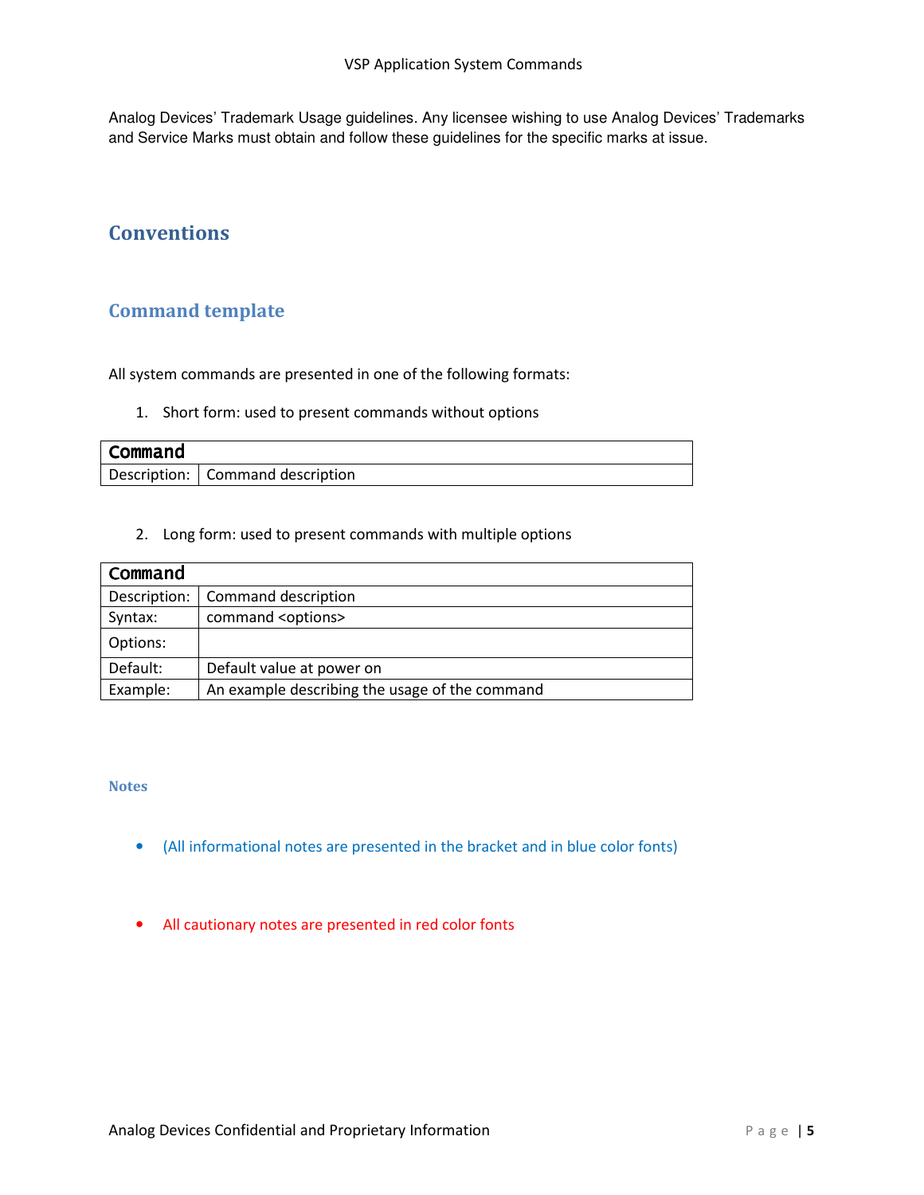Analog Devices' Trademark Usage guidelines. Any licensee wishing to use Analog Devices' Trademarks and Service Marks must obtain and follow these guidelines for the specific marks at issue.

# Conventions

## Command template

All system commands are presented in one of the following formats:

1. Short form: used to present commands without options

| **Command** | |
|---|---|
| Description: | Command description |

2. Long form: used to present commands with multiple options

| **Command** | |
|---|---|
| Description: | Command description |
| Syntax: | command <options> |
| Options: | |
| Default: | Default value at power on |
| Example: | An example describing the usage of the command |

### Notes

- (All informational notes are presented in the bracket and in blue color fonts)

- All cautionary notes are presented in red color fonts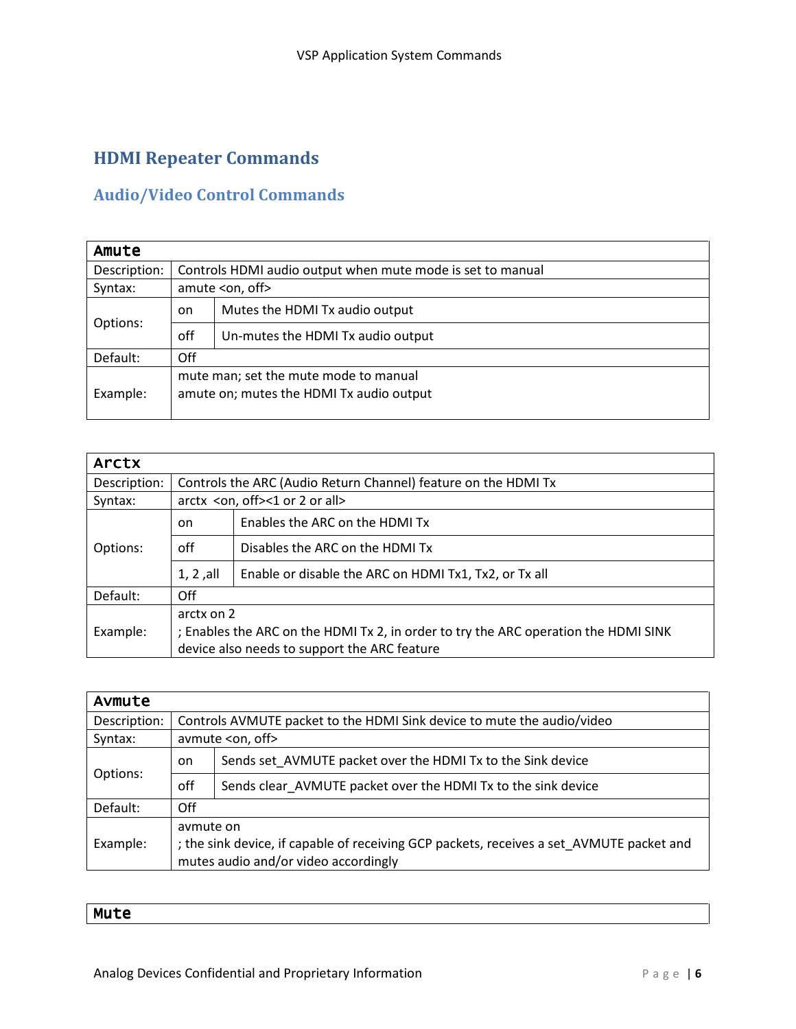# HDMI Repeater Commands

## Audio/Video Control Commands

| Amute | | |
|---|---|---|
| Description: | Controls HDMI audio output when mute mode is set to manual | |
| Syntax: | amute <on, off> | |
| Options: | on | Mutes the HDMI Tx audio output |
| | off | Un-mutes the HDMI Tx audio output |
| Default: | Off | |
| Example: | mute man; set the mute mode to manual<br>amute on; mutes the HDMI Tx audio output | |

| Arctx | | |
|---|---|---|
| Description: | Controls the ARC (Audio Return Channel) feature on the HDMI Tx | |
| Syntax: | arctx <on, off><1 or 2 or all> | |
| Options: | on | Enables the ARC on the HDMI Tx |
| | off | Disables the ARC on the HDMI Tx |
| | 1, 2 ,all | Enable or disable the ARC on HDMI Tx1, Tx2, or Tx all |
| Default: | Off | |
| Example: | arctx on 2<br>; Enables the ARC on the HDMI Tx 2, in order to try the ARC operation the HDMI SINK device also needs to support the ARC feature | |

| Avmute | | |
|---|---|---|
| Description: | Controls AVMUTE packet to the HDMI Sink device to mute the audio/video | |
| Syntax: | avmute <on, off> | |
| Options: | on | Sends set_AVMUTE packet over the HDMI Tx to the Sink device |
| | off | Sends clear_AVMUTE packet over the HDMI Tx to the sink device |
| Default: | Off | |
| Example: | avmute on<br>; the sink device, if capable of receiving GCP packets, receives a set_AVMUTE packet and mutes audio and/or video accordingly | |

| Mute |
|---|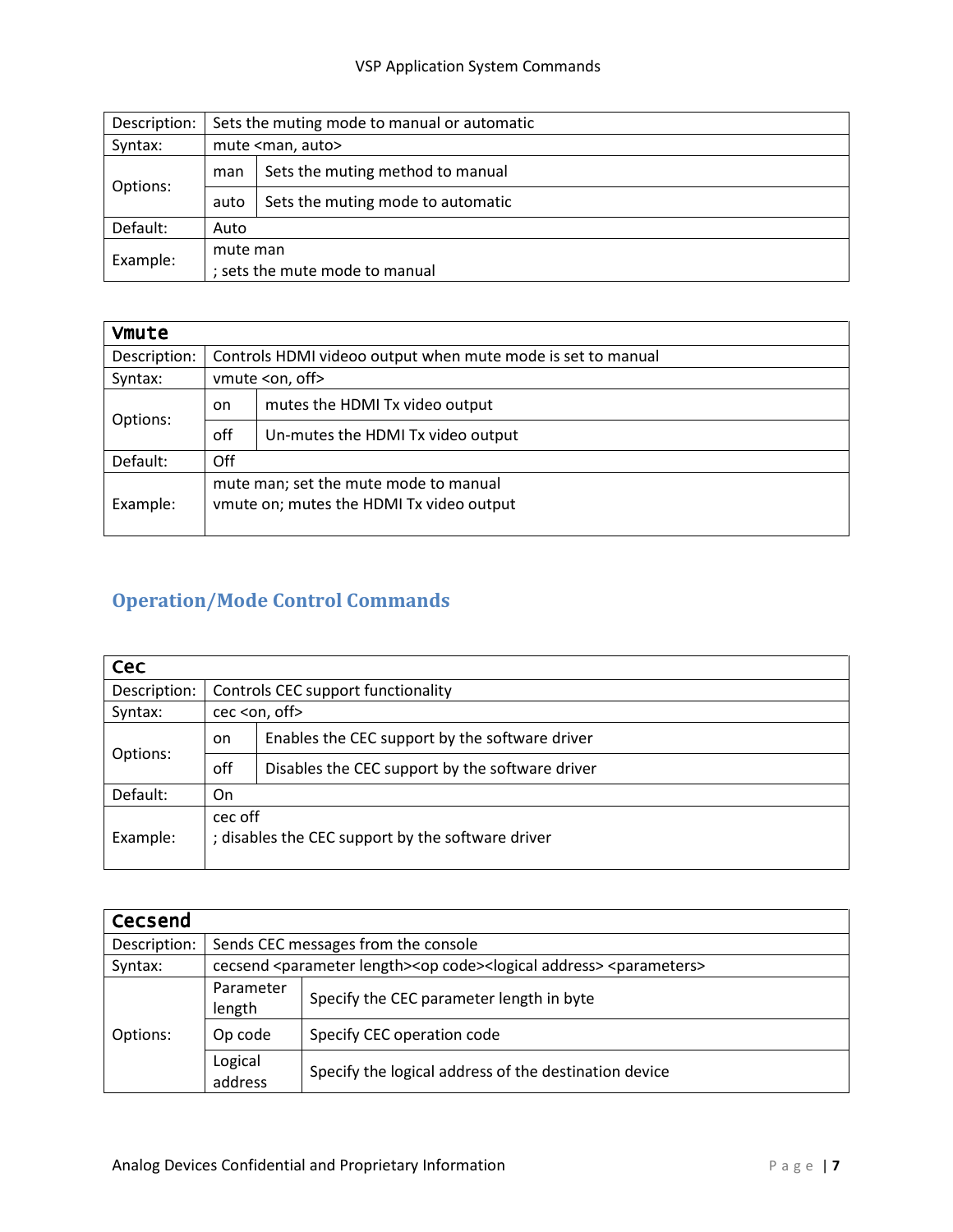| | | |
|---|---|---|
| Description: | Sets the muting mode to manual or automatic | |
| Syntax: | mute <man, auto> | |
| Options: | man | Sets the muting method to manual |
| | auto | Sets the muting mode to automatic |
| Default: | Auto | |
| Example: | mute man<br>; sets the mute mode to manual | |

| **Vmute** | | |
|---|---|---|
| Description: | Controls HDMI videoo output when mute mode is set to manual | |
| Syntax: | vmute <on, off> | |
| Options: | on | mutes the HDMI Tx video output |
| | off | Un-mutes the HDMI Tx video output |
| Default: | Off | |
| Example: | mute man; set the mute mode to manual<br>vmute on; mutes the HDMI Tx video output | |

## Operation/Mode Control Commands

| **Cec** | | |
|---|---|---|
| Description: | Controls CEC support functionality | |
| Syntax: | cec <on, off> | |
| Options: | on | Enables the CEC support by the software driver |
| | off | Disables the CEC support by the software driver |
| Default: | On | |
| Example: | cec off<br>; disables the CEC support by the software driver | |

| **Cecsend** | | |
|---|---|---|
| Description: | Sends CEC messages from the console | |
| Syntax: | cecsend <parameter length><op code><logical address> <parameters> | |
| Options: | Parameter length | Specify the CEC parameter length in byte |
| | Op code | Specify CEC operation code |
| | Logical address | Specify the logical address of the destination device |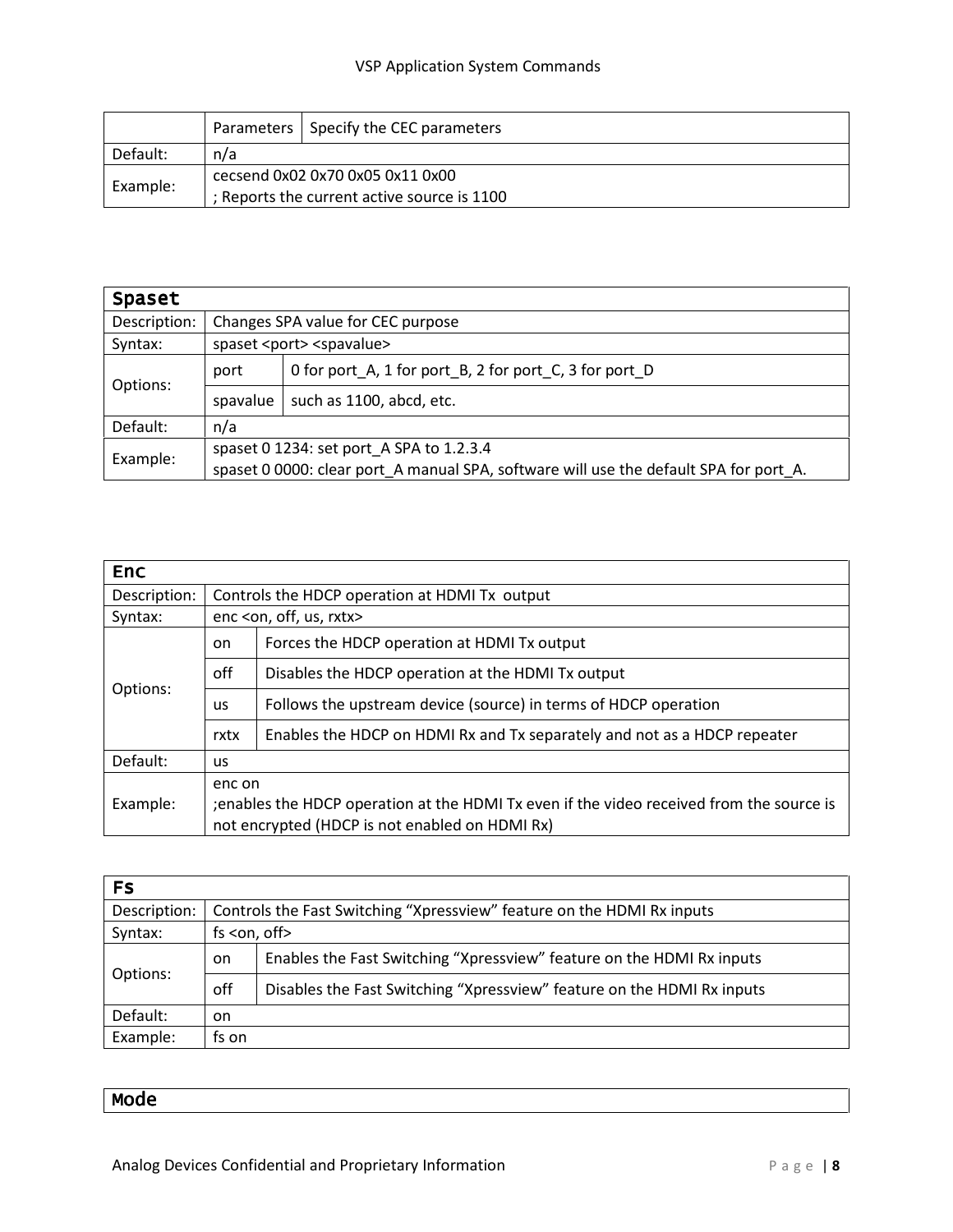| | | |
|---|---|---|
| | Parameters | Specify the CEC parameters |
| Default: | n/a | |
| Example: | cecsend 0x02 0x70 0x05 0x11 0x00<br>; Reports the current active source is 1100 | |

| Spaset | | |
|---|---|---|
| Description: | Changes SPA value for CEC purpose | |
| Syntax: | spaset <port> <spavalue> | |
| Options: | port | 0 for port_A, 1 for port_B, 2 for port_C, 3 for port_D |
| | spavalue | such as 1100, abcd, etc. |
| Default: | n/a | |
| Example: | spaset 0 1234: set port_A SPA to 1.2.3.4<br>spaset 0 0000: clear port_A manual SPA, software will use the default SPA for port_A. | |

| Enc | | |
|---|---|---|
| Description: | Controls the HDCP operation at HDMI Tx output | |
| Syntax: | enc <on, off, us, rxtx> | |
| Options: | on | Forces the HDCP operation at HDMI Tx output |
| | off | Disables the HDCP operation at the HDMI Tx output |
| | us | Follows the upstream device (source) in terms of HDCP operation |
| | rxtx | Enables the HDCP on HDMI Rx and Tx separately and not as a HDCP repeater |
| Default: | us | |
| Example: | enc on<br>;enables the HDCP operation at the HDMI Tx even if the video received from the source is not encrypted (HDCP is not enabled on HDMI Rx) | |

| Fs | | |
|---|---|---|
| Description: | Controls the Fast Switching “Xpressview” feature on the HDMI Rx inputs | |
| Syntax: | fs <on, off> | |
| Options: | on | Enables the Fast Switching “Xpressview” feature on the HDMI Rx inputs |
| | off | Disables the Fast Switching “Xpressview” feature on the HDMI Rx inputs |
| Default: | on | |
| Example: | fs on | |

| Mode |
|---|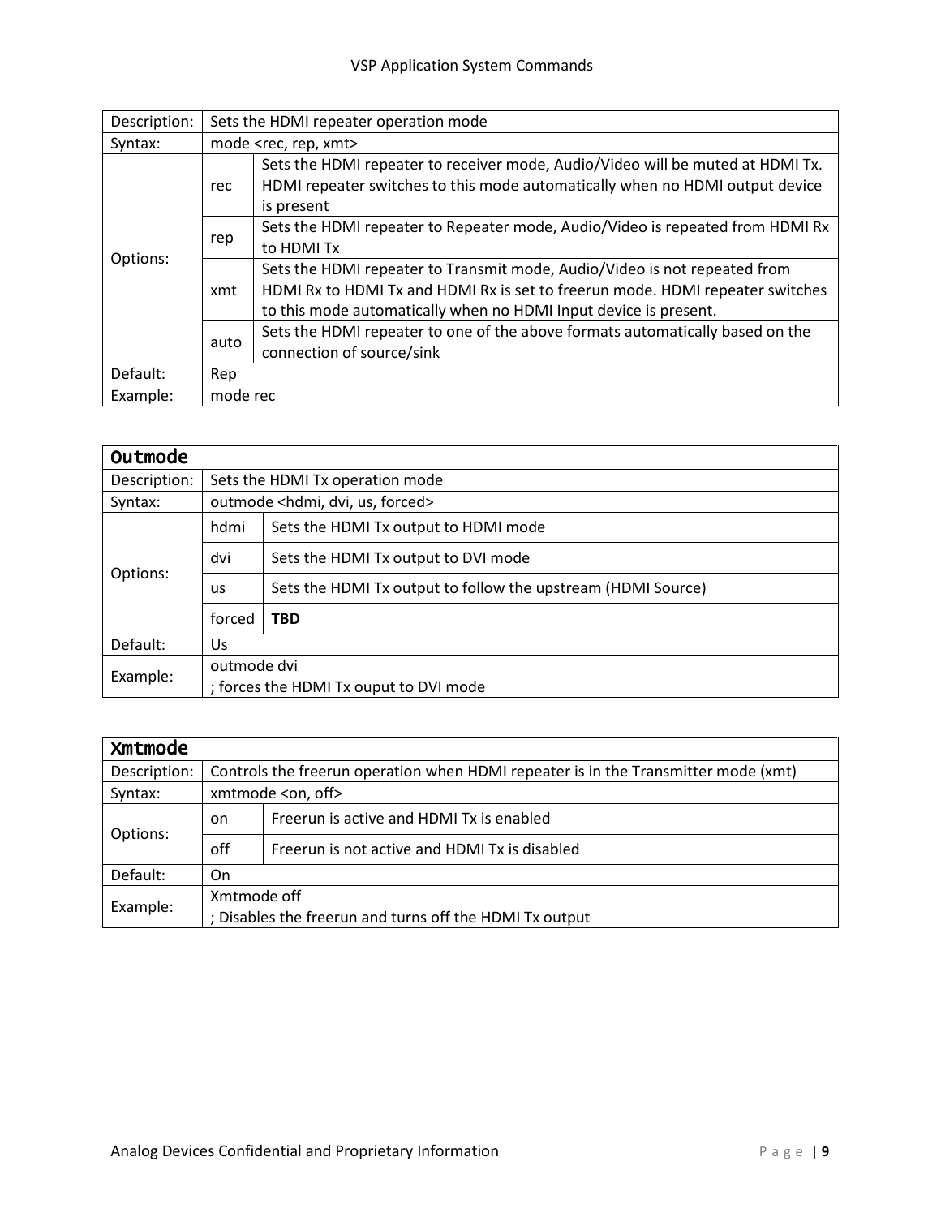| Description: | Sets the HDMI repeater operation mode | |
|---|---|---|
| Syntax: | mode <rec, rep, xmt> | |
| Options: | rec | Sets the HDMI repeater to receiver mode, Audio/Video will be muted at HDMI Tx. HDMI repeater switches to this mode automatically when no HDMI output device is present |
| | rep | Sets the HDMI repeater to Repeater mode, Audio/Video is repeated from HDMI Rx to HDMI Tx |
| | xmt | Sets the HDMI repeater to Transmit mode, Audio/Video is not repeated from HDMI Rx to HDMI Tx and HDMI Rx is set to freerun mode. HDMI repeater switches to this mode automatically when no HDMI Input device is present. |
| | auto | Sets the HDMI repeater to one of the above formats automatically based on the connection of source/sink |
| Default: | Rep | |
| Example: | mode rec | |

### Outmode

| Description: | Sets the HDMI Tx operation mode | |
|---|---|---|
| Syntax: | outmode <hdmi, dvi, us, forced> | |
| Options: | hdmi | Sets the HDMI Tx output to HDMI mode |
| | dvi | Sets the HDMI Tx output to DVI mode |
| | us | Sets the HDMI Tx output to follow the upstream (HDMI Source) |
| | forced | **TBD** |
| Default: | Us | |
| Example: | outmode dvi<br>; forces the HDMI Tx ouput to DVI mode | |

### Xmtmode

| Description: | Controls the freerun operation when HDMI repeater is in the Transmitter mode (xmt) | |
|---|---|---|
| Syntax: | xmtmode <on, off> | |
| Options: | on | Freerun is active and HDMI Tx is enabled |
| | off | Freerun is not active and HDMI Tx is disabled |
| Default: | On | |
| Example: | Xmtmode off<br>; Disables the freerun and turns off the HDMI Tx output | |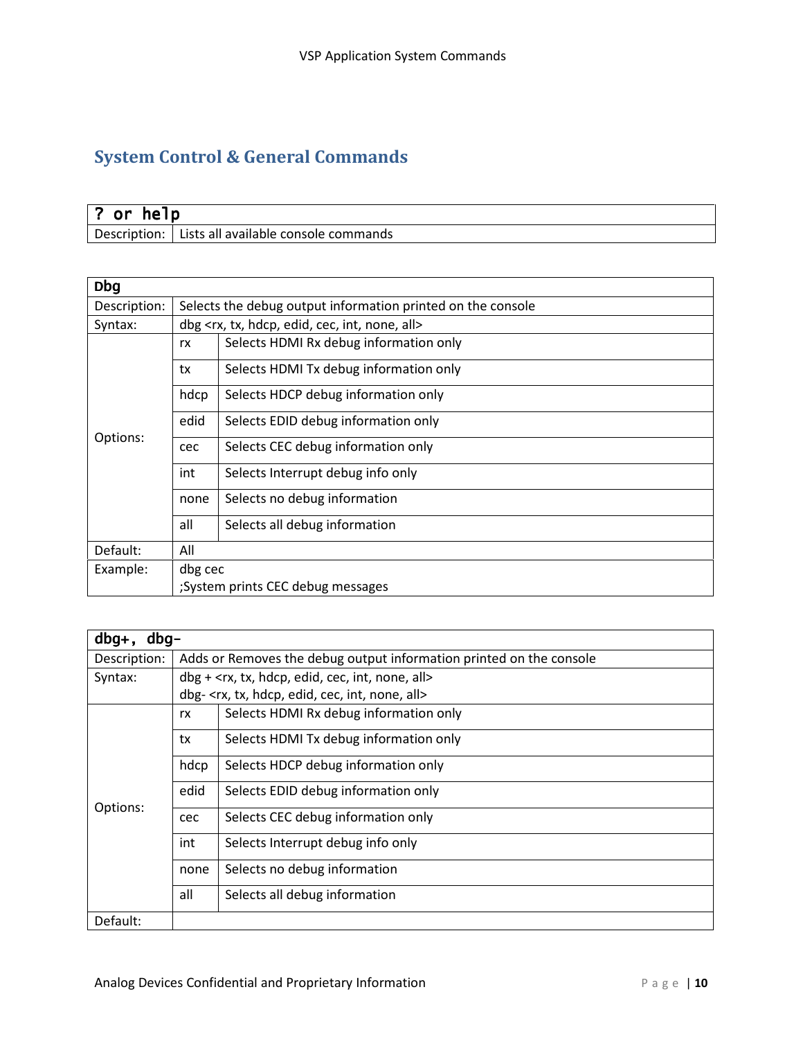## System Control & General Commands

| ? or help | |
|---|---|
| Description: | Lists all available console commands |

| Dbg | | |
|---|---|---|
| Description: | Selects the debug output information printed on the console | |
| Syntax: | dbg <rx, tx, hdcp, edid, cec, int, none, all> | |
| Options: | rx | Selects HDMI Rx debug information only |
| | tx | Selects HDMI Tx debug information only |
| | hdcp | Selects HDCP debug information only |
| | edid | Selects EDID debug information only |
| | cec | Selects CEC debug information only |
| | int | Selects Interrupt debug info only |
| | none | Selects no debug information |
| | all | Selects all debug information |
| Default: | All | |
| Example: | dbg cec<br>;System prints CEC debug messages | |

| dbg+, dbg- | | |
|---|---|---|
| Description: | Adds or Removes the debug output information printed on the console | |
| Syntax: | dbg + <rx, tx, hdcp, edid, cec, int, none, all><br>dbg- <rx, tx, hdcp, edid, cec, int, none, all> | |
| Options: | rx | Selects HDMI Rx debug information only |
| | tx | Selects HDMI Tx debug information only |
| | hdcp | Selects HDCP debug information only |
| | edid | Selects EDID debug information only |
| | cec | Selects CEC debug information only |
| | int | Selects Interrupt debug info only |
| | none | Selects no debug information |
| | all | Selects all debug information |
| Default: | | |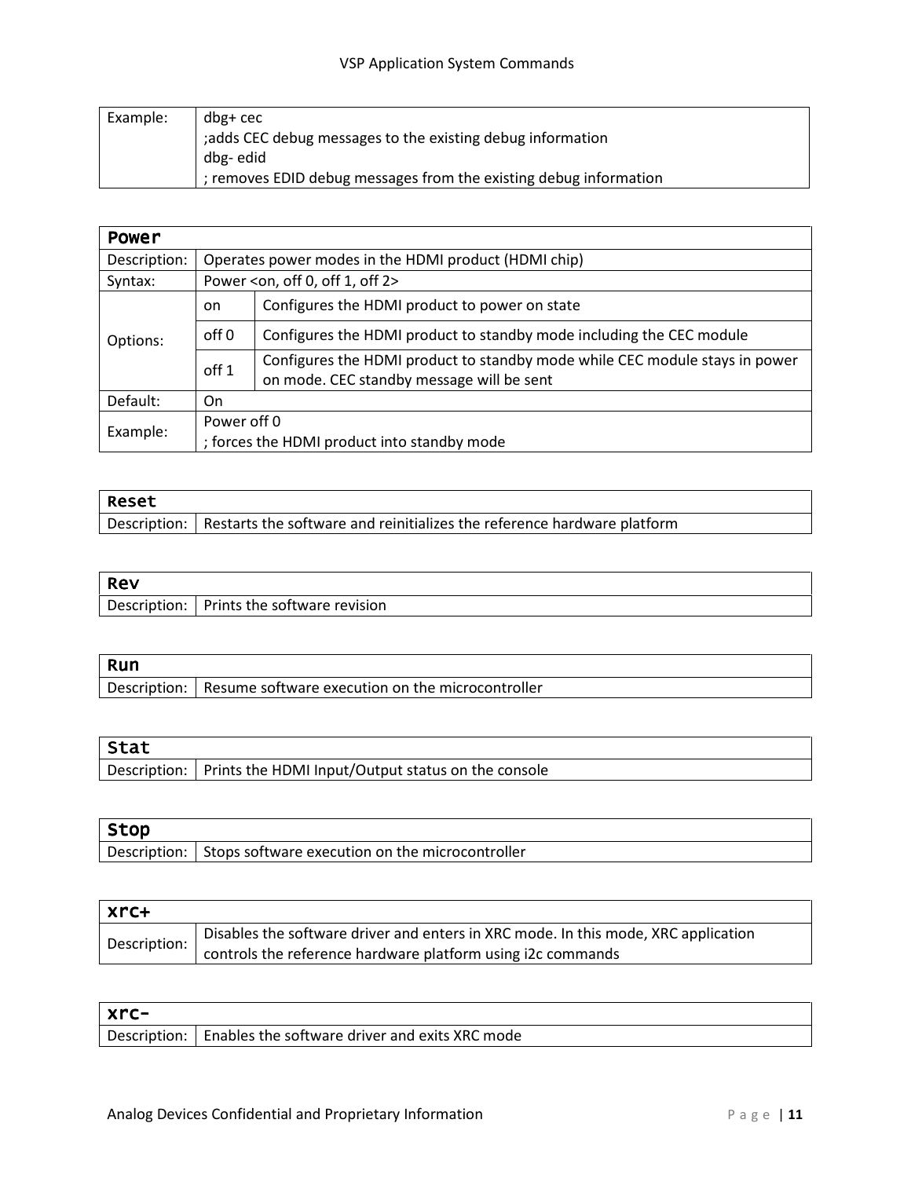| Example: | dbg+ cec<br>;adds CEC debug messages to the existing debug information<br>dbg- edid<br>; removes EDID debug messages from the existing debug information |
|---|---|

| Power | | |
|---|---|---|
| Description: | Operates power modes in the HDMI product (HDMI chip) | |
| Syntax: | Power <on, off 0, off 1, off 2> | |
| Options: | on | Configures the HDMI product to power on state |
| | off 0 | Configures the HDMI product to standby mode including the CEC module |
| | off 1 | Configures the HDMI product to standby mode while CEC module stays in power on mode. CEC standby message will be sent |
| Default: | On | |
| Example: | Power off 0<br>; forces the HDMI product into standby mode | |

| Reset | |
|---|---|
| Description: | Restarts the software and reinitializes the reference hardware platform |

| Rev | |
|---|---|
| Description: | Prints the software revision |

| Run | |
|---|---|
| Description: | Resume software execution on the microcontroller |

| Stat | |
|---|---|
| Description: | Prints the HDMI Input/Output status on the console |

| Stop | |
|---|---|
| Description: | Stops software execution on the microcontroller |

| xrc+ | |
|---|---|
| Description: | Disables the software driver and enters in XRC mode. In this mode, XRC application controls the reference hardware platform using i2c commands |

| xrc- | |
|---|---|
| Description: | Enables the software driver and exits XRC mode |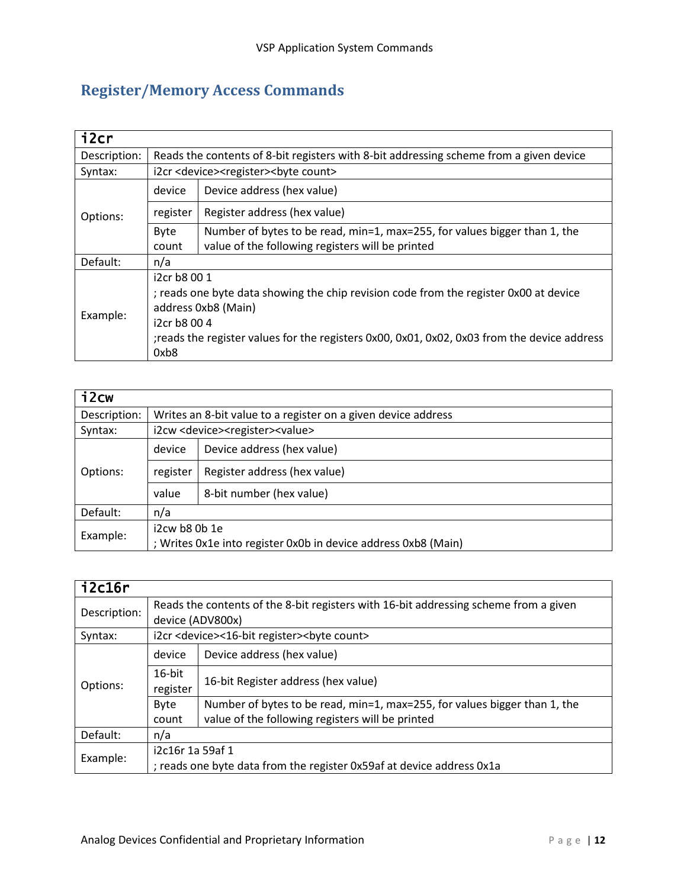## Register/Memory Access Commands

| i2cr | | |
|---|---|---|
| Description: | Reads the contents of 8-bit registers with 8-bit addressing scheme from a given device | |
| Syntax: | i2cr <device><register><byte count> | |
| Options: | device | Device address (hex value) |
| | register | Register address (hex value) |
| | Byte count | Number of bytes to be read, min=1, max=255, for values bigger than 1, the value of the following registers will be printed |
| Default: | n/a | |
| Example: | i2cr b8 00 1<br>; reads one byte data showing the chip revision code from the register 0x00 at device address 0xb8 (Main)<br>i2cr b8 00 4<br>;reads the register values for the registers 0x00, 0x01, 0x02, 0x03 from the device address 0xb8 | |

| i2cw | | |
|---|---|---|
| Description: | Writes an 8-bit value to a register on a given device address | |
| Syntax: | i2cw <device><register><value> | |
| Options: | device | Device address (hex value) |
| | register | Register address (hex value) |
| | value | 8-bit number (hex value) |
| Default: | n/a | |
| Example: | i2cw b8 0b 1e<br>; Writes 0x1e into register 0x0b in device address 0xb8 (Main) | |

| i2c16r | | |
|---|---|---|
| Description: | Reads the contents of the 8-bit registers with 16-bit addressing scheme from a given device (ADV800x) | |
| Syntax: | i2cr <device><16-bit register><byte count> | |
| Options: | device | Device address (hex value) |
| | 16-bit register | 16-bit Register address (hex value) |
| | Byte count | Number of bytes to be read, min=1, max=255, for values bigger than 1, the value of the following registers will be printed |
| Default: | n/a | |
| Example: | i2c16r 1a 59af 1<br>; reads one byte data from the register 0x59af at device address 0x1a | |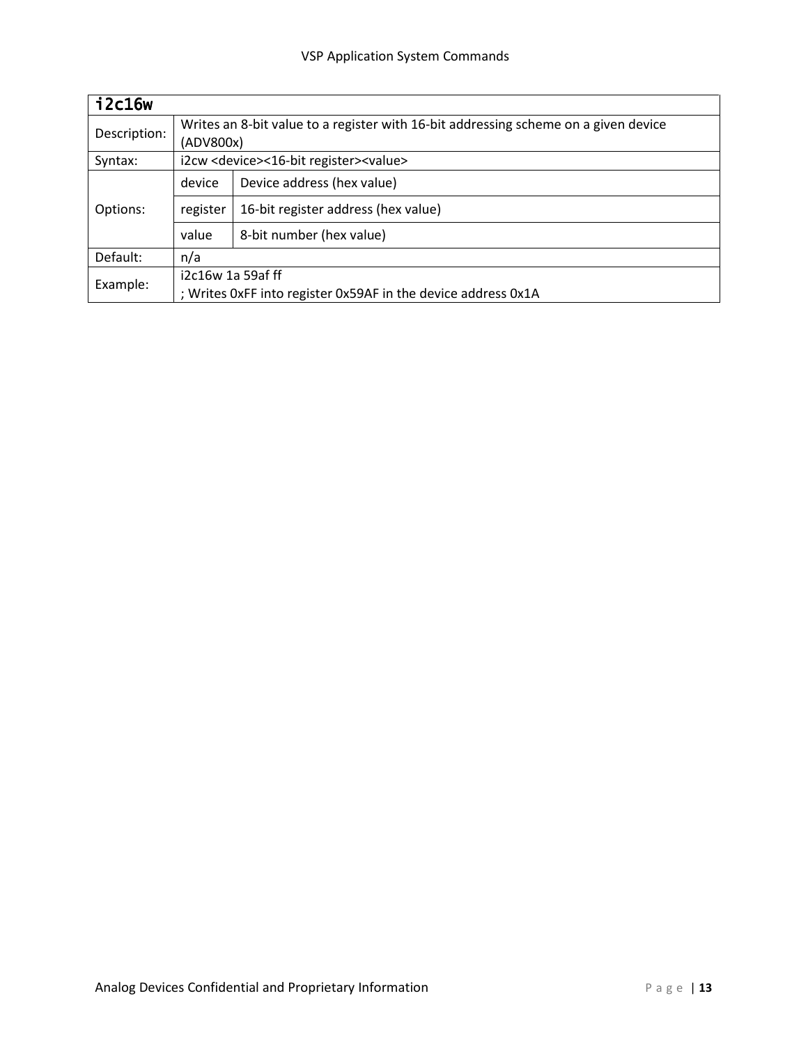| i2c16w | | |
|---|---|---|
| Description: | Writes an 8-bit value to a register with 16-bit addressing scheme on a given device (ADV800x) | |
| Syntax: | i2cw <device><16-bit register><value> | |
| Options: | device | Device address (hex value) |
| | register | 16-bit register address (hex value) |
| | value | 8-bit number (hex value) |
| Default: | n/a | |
| Example: | i2c16w 1a 59af ff<br>; Writes 0xFF into register 0x59AF in the device address 0x1A | |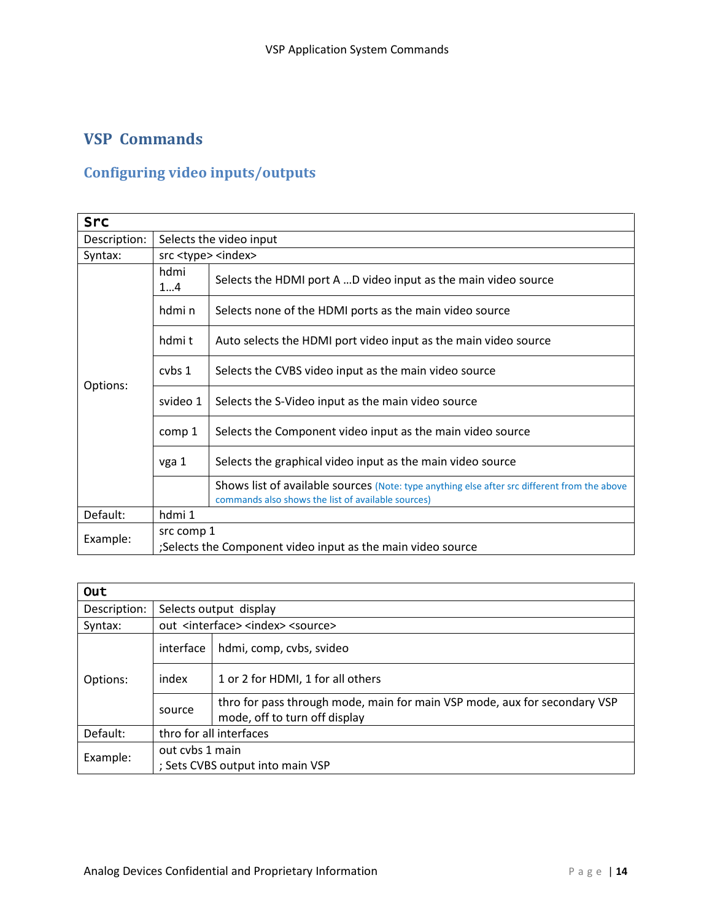# VSP Commands

## Configuring video inputs/outputs

| Src | | |
|---|---|---|
| Description: | Selects the video input | |
| Syntax: | src <type> <index> | |
| Options: | hdmi 1…4 | Selects the HDMI port A …D video input as the main video source |
| | hdmi n | Selects none of the HDMI ports as the main video source |
| | hdmi t | Auto selects the HDMI port video input as the main video source |
| | cvbs 1 | Selects the CVBS video input as the main video source |
| | svideo 1 | Selects the S-Video input as the main video source |
| | comp 1 | Selects the Component video input as the main video source |
| | vga 1 | Selects the graphical video input as the main video source |
| | | Shows list of available sources (Note: type anything else after src different from the above commands also shows the list of available sources) |
| Default: | hdmi 1 | |
| Example: | src comp 1<br>;Selects the Component video input as the main video source | |

| Out | | |
|---|---|---|
| Description: | Selects output display | |
| Syntax: | out <interface> <index> <source> | |
| Options: | interface | hdmi, comp, cvbs, svideo |
| | index | 1 or 2 for HDMI, 1 for all others |
| | source | thro for pass through mode, main for main VSP mode, aux for secondary VSP mode, off to turn off display |
| Default: | thro for all interfaces | |
| Example: | out cvbs 1 main<br>; Sets CVBS output into main VSP | |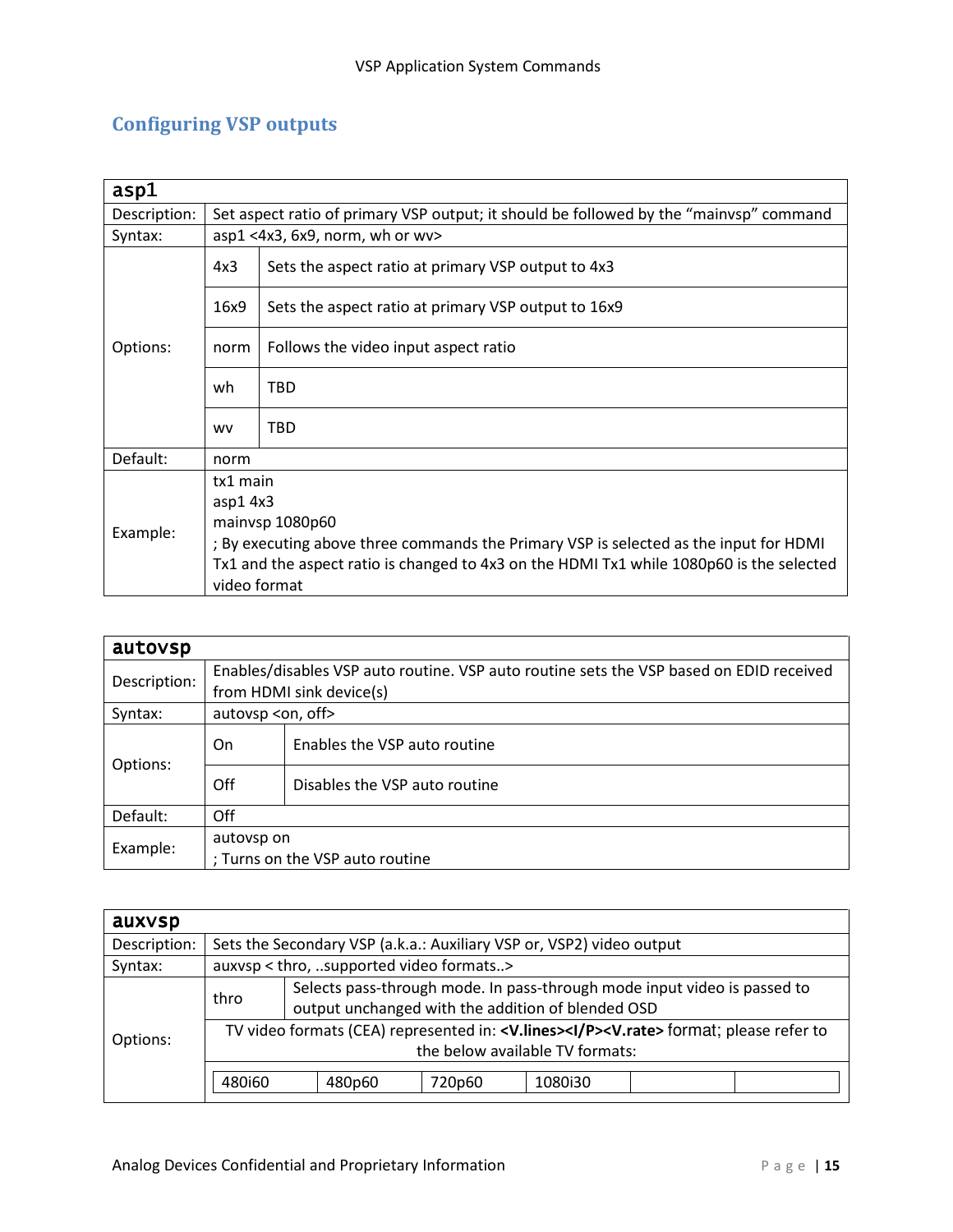## Configuring VSP outputs

| asp1 | | |
|---|---|---|
| Description: | Set aspect ratio of primary VSP output; it should be followed by the "mainvsp" command | |
| Syntax: | asp1 <4x3, 6x9, norm, wh or wv> | |
| Options: | 4x3 | Sets the aspect ratio at primary VSP output to 4x3 |
| | 16x9 | Sets the aspect ratio at primary VSP output to 16x9 |
| | norm | Follows the video input aspect ratio |
| | wh | TBD |
| | wv | TBD |
| Default: | norm | |
| Example: | tx1 main<br>asp1 4x3<br>mainvsp 1080p60<br>; By executing above three commands the Primary VSP is selected as the input for HDMI Tx1 and the aspect ratio is changed to 4x3 on the HDMI Tx1 while 1080p60 is the selected video format | |

| autovsp | | |
|---|---|---|
| Description: | Enables/disables VSP auto routine. VSP auto routine sets the VSP based on EDID received from HDMI sink device(s) | |
| Syntax: | autovsp <on, off> | |
| Options: | On | Enables the VSP auto routine |
| | Off | Disables the VSP auto routine |
| Default: | Off | |
| Example: | autovsp on<br>; Turns on the VSP auto routine | |

| auxvsp | | | | | | |
|---|---|---|---|---|---|---|
| Description: | Sets the Secondary VSP (a.k.a.: Auxiliary VSP or, VSP2) video output | | | | | |
| Syntax: | auxvsp < thro, ..supported video formats..> | | | | | |
| Options: | thro | Selects pass-through mode. In pass-through mode input video is passed to output unchanged with the addition of blended OSD | | | | |
| | TV video formats (CEA) represented in: **<V.lines><I/P><V.rate>** format; please refer to the below available TV formats: | | | | | |
| | 480i60 | 480p60 | 720p60 | 1080i30 | | |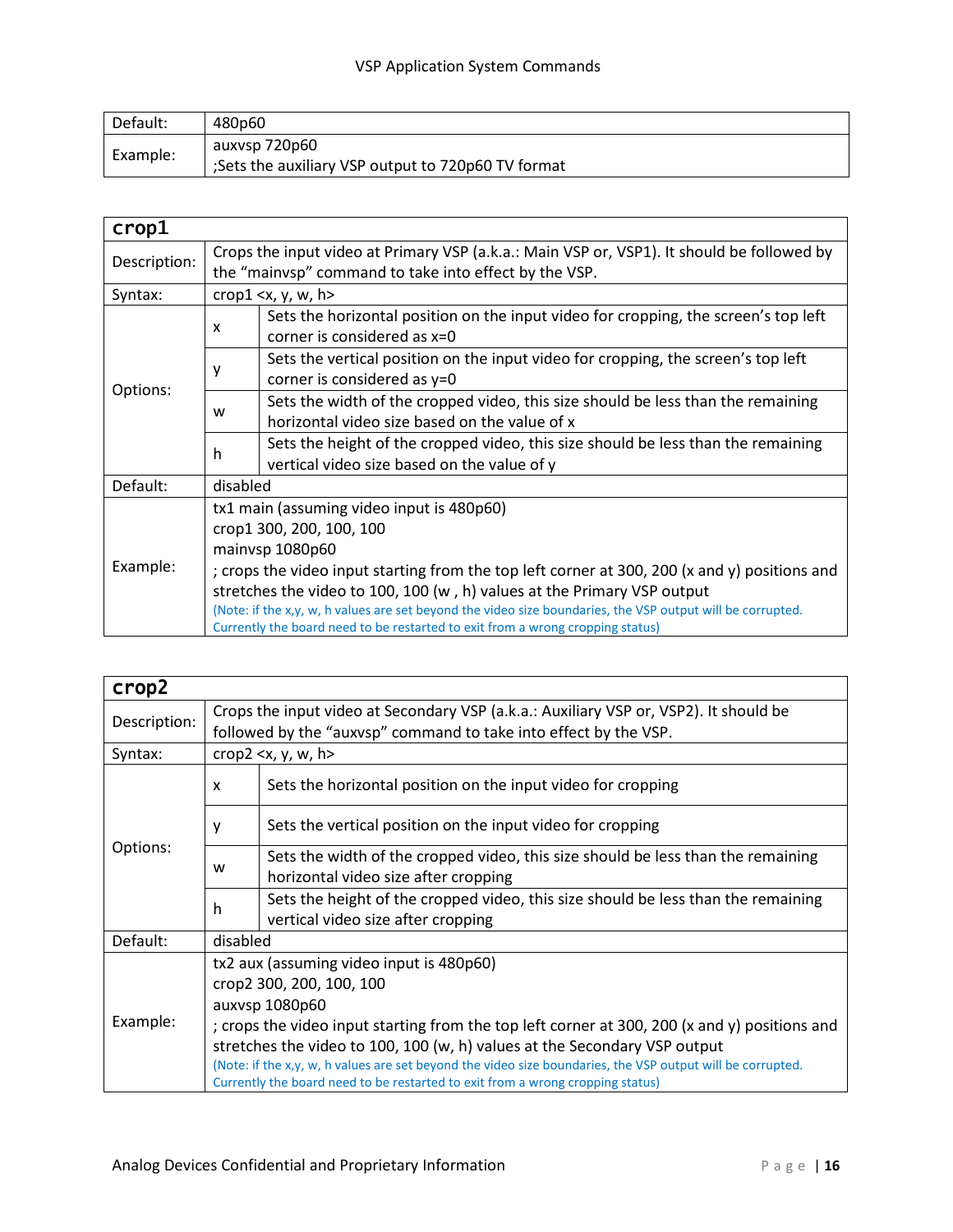| Default: | 480p60 |
|---|---|
| Example: | auxvsp 720p60<br>;Sets the auxiliary VSP output to 720p60 TV format |

| crop1 | | |
|---|---|---|
| Description: | Crops the input video at Primary VSP (a.k.a.: Main VSP or, VSP1). It should be followed by the "mainvsp" command to take into effect by the VSP. | |
| Syntax: | crop1 <x, y, w, h> | |
| Options: | x | Sets the horizontal position on the input video for cropping, the screen's top left corner is considered as x=0 |
| | y | Sets the vertical position on the input video for cropping, the screen's top left corner is considered as y=0 |
| | w | Sets the width of the cropped video, this size should be less than the remaining horizontal video size based on the value of x |
| | h | Sets the height of the cropped video, this size should be less than the remaining vertical video size based on the value of y |
| Default: | disabled | |
| Example: | tx1 main (assuming video input is 480p60)<br>crop1 300, 200, 100, 100<br>mainvsp 1080p60<br>; crops the video input starting from the top left corner at 300, 200 (x and y) positions and stretches the video to 100, 100 (w , h) values at the Primary VSP output<br>(Note: if the x,y, w, h values are set beyond the video size boundaries, the VSP output will be corrupted. Currently the board need to be restarted to exit from a wrong cropping status) | |

| crop2 | | |
|---|---|---|
| Description: | Crops the input video at Secondary VSP (a.k.a.: Auxiliary VSP or, VSP2). It should be followed by the "auxvsp" command to take into effect by the VSP. | |
| Syntax: | crop2 <x, y, w, h> | |
| Options: | x | Sets the horizontal position on the input video for cropping |
| | y | Sets the vertical position on the input video for cropping |
| | w | Sets the width of the cropped video, this size should be less than the remaining horizontal video size after cropping |
| | h | Sets the height of the cropped video, this size should be less than the remaining vertical video size after cropping |
| Default: | disabled | |
| Example: | tx2 aux (assuming video input is 480p60)<br>crop2 300, 200, 100, 100<br>auxvsp 1080p60<br>; crops the video input starting from the top left corner at 300, 200 (x and y) positions and stretches the video to 100, 100 (w, h) values at the Secondary VSP output<br>(Note: if the x,y, w, h values are set beyond the video size boundaries, the VSP output will be corrupted. Currently the board need to be restarted to exit from a wrong cropping status) | |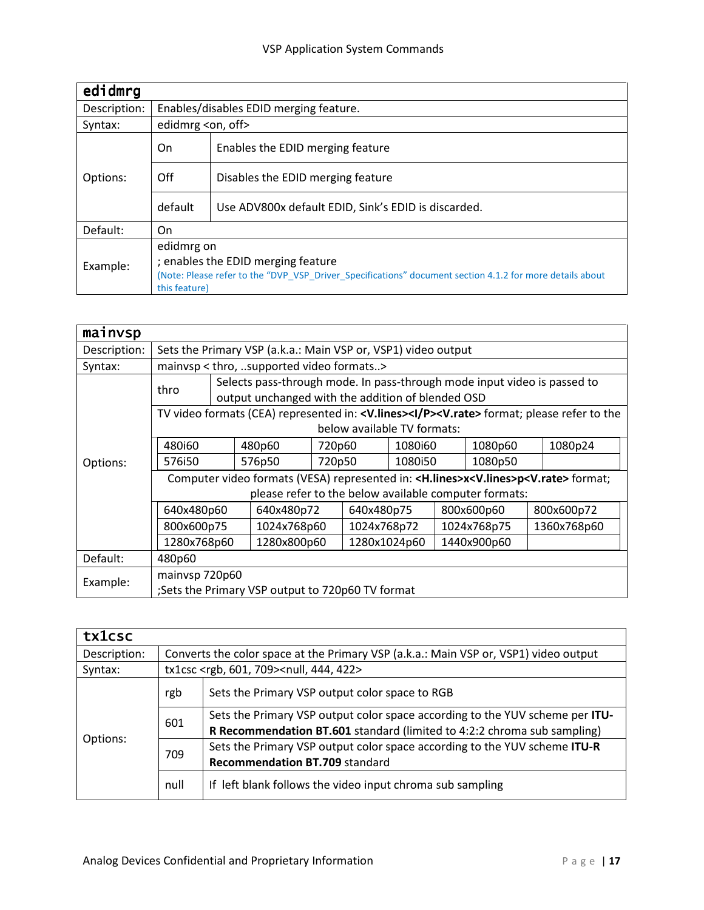| edidmrg | | |
|---|---|---|
| Description: | Enables/disables EDID merging feature. | |
| Syntax: | edidmrg <on, off> | |
| Options: | On | Enables the EDID merging feature |
| | Off | Disables the EDID merging feature |
| | default | Use ADV800x default EDID, Sink's EDID is discarded. |
| Default: | On | |
| Example: | edidmrg on<br>; enables the EDID merging feature<br>(Note: Please refer to the "DVP_VSP_Driver_Specifications" document section 4.1.2 for more details about this feature) | |

| mainvsp | | | | | | |
|---|---|---|---|---|---|---|
| Description: | Sets the Primary VSP (a.k.a.: Main VSP or, VSP1) video output | | | | | |
| Syntax: | mainvsp < thro, ..supported video formats..> | | | | | |
| Options: | thro | Selects pass-through mode. In pass-through mode input video is passed to output unchanged with the addition of blended OSD | | | | |
| | TV video formats (CEA) represented in: **<V.lines><I/P><V.rate>** format; please refer to the below available TV formats: | | | | | |
| | 480i60 | 480p60 | 720p60 | 1080i60 | 1080p60 | 1080p24 |
| | 576i50 | 576p50 | 720p50 | 1080i50 | 1080p50 | |
| | Computer video formats (VESA) represented in: **<H.lines>x<V.lines>p<V.rate>** format; please refer to the below available computer formats: | | | | | |
| | 640x480p60 | 640x480p72 | 640x480p75 | 800x600p60 | 800x600p72 | |
| | 800x600p75 | 1024x768p60 | 1024x768p72 | 1024x768p75 | 1360x768p60 | |
| | 1280x768p60 | 1280x800p60 | 1280x1024p60 | 1440x900p60 | | |
| Default: | 480p60 | | | | | |
| Example: | mainvsp 720p60<br>;Sets the Primary VSP output to 720p60 TV format | | | | | |

| tx1csc | | |
|---|---|---|
| Description: | Converts the color space at the Primary VSP (a.k.a.: Main VSP or, VSP1) video output | |
| Syntax: | tx1csc <rgb, 601, 709><null, 444, 422> | |
| Options: | rgb | Sets the Primary VSP output color space to RGB |
| | 601 | Sets the Primary VSP output color space according to the YUV scheme per **ITU-R Recommendation BT.601** standard (limited to 4:2:2 chroma sub sampling) |
| | 709 | Sets the Primary VSP output color space according to the YUV scheme **ITU-R Recommendation BT.709** standard |
| | null | If left blank follows the video input chroma sub sampling |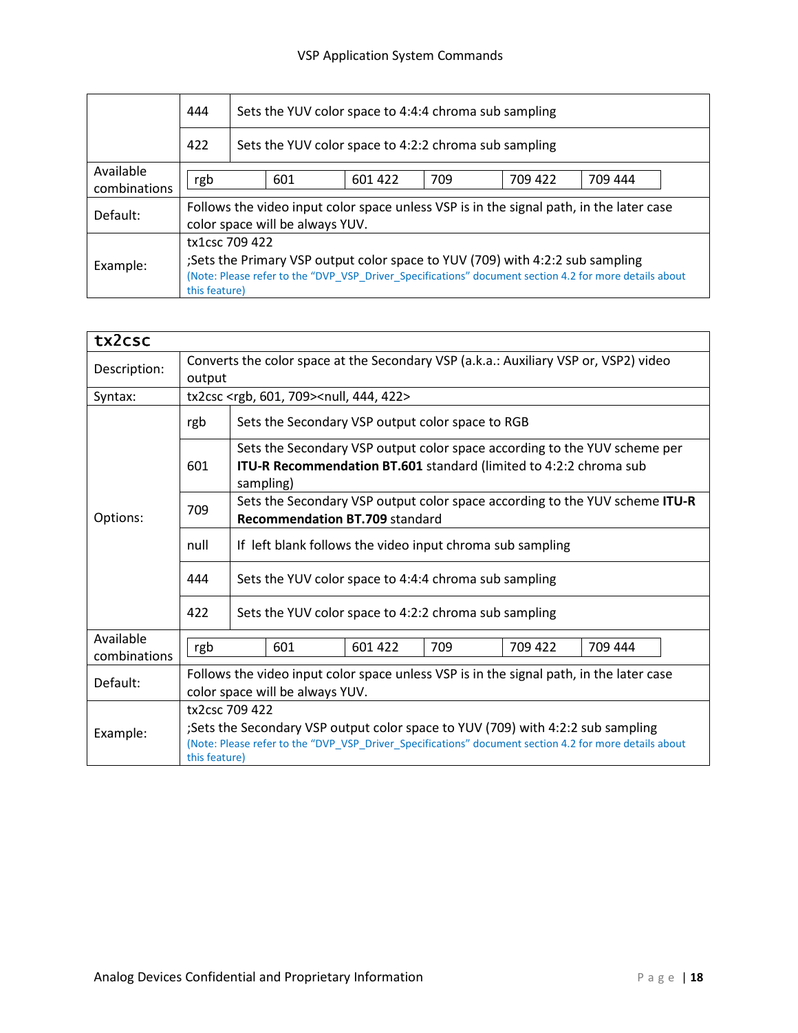|  |  |  |
|---|---|---|
|  | 444 | Sets the YUV color space to 4:4:4 chroma sub sampling |
|  | 422 | Sets the YUV color space to 4:2:2 chroma sub sampling |
| Available combinations | rgb \| 601 \| 601 422 \| 709 \| 709 422 \| 709 444 | |
| Default: | Follows the video input color space unless VSP is in the signal path, in the later case color space will be always YUV. | |
| Example: | tx1csc 709 422<br>;Sets the Primary VSP output color space to YUV (709) with 4:2:2 sub sampling<br>(Note: Please refer to the "DVP_VSP_Driver_Specifications" document section 4.2 for more details about this feature) | |

| **tx2csc** | | |
|---|---|---|
| Description: | Converts the color space at the Secondary VSP (a.k.a.: Auxiliary VSP or, VSP2) video output | |
| Syntax: | tx2csc <rgb, 601, 709><null, 444, 422> | |
| Options: | rgb | Sets the Secondary VSP output color space to RGB |
|  | 601 | Sets the Secondary VSP output color space according to the YUV scheme per **ITU-R Recommendation BT.601** standard (limited to 4:2:2 chroma sub sampling) |
|  | 709 | Sets the Secondary VSP output color space according to the YUV scheme **ITU-R Recommendation BT.709** standard |
|  | null | If left blank follows the video input chroma sub sampling |
|  | 444 | Sets the YUV color space to 4:4:4 chroma sub sampling |
|  | 422 | Sets the YUV color space to 4:2:2 chroma sub sampling |
| Available combinations | rgb \| 601 \| 601 422 \| 709 \| 709 422 \| 709 444 | |
| Default: | Follows the video input color space unless VSP is in the signal path, in the later case color space will be always YUV. | |
| Example: | tx2csc 709 422<br>;Sets the Secondary VSP output color space to YUV (709) with 4:2:2 sub sampling<br>(Note: Please refer to the "DVP_VSP_Driver_Specifications" document section 4.2 for more details about this feature) | |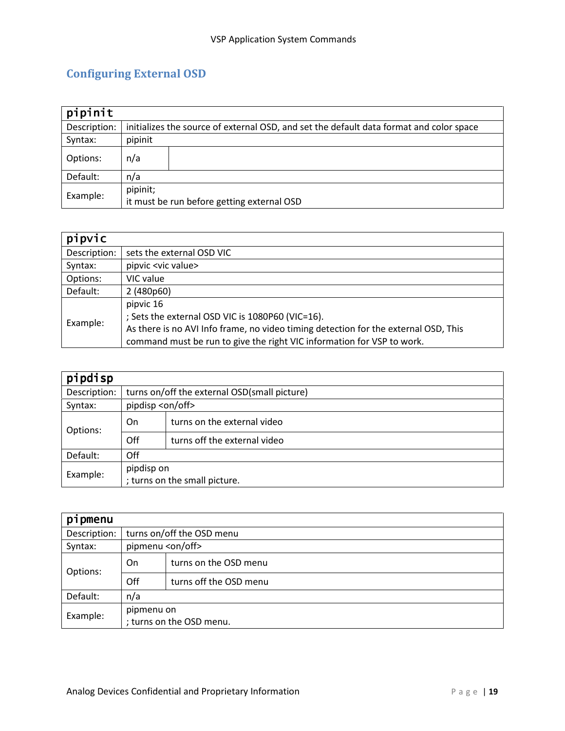## Configuring External OSD

| pipinit | | |
|---|---|---|
| Description: | initializes the source of external OSD, and set the default data format and color space | |
| Syntax: | pipinit | |
| Options: | n/a | |
| Default: | n/a | |
| Example: | pipinit;<br>it must be run before getting external OSD | |

| pipvic | |
|---|---|
| Description: | sets the external OSD VIC |
| Syntax: | pipvic <vic value> |
| Options: | VIC value |
| Default: | 2 (480p60) |
| Example: | pipvic 16<br>; Sets the external OSD VIC is 1080P60 (VIC=16).<br>As there is no AVI Info frame, no video timing detection for the external OSD, This command must be run to give the right VIC information for VSP to work. |

| pipdisp | | |
|---|---|---|
| Description: | turns on/off the external OSD(small picture) | |
| Syntax: | pipdisp <on/off> | |
| Options: | On | turns on the external video |
| | Off | turns off the external video |
| Default: | Off | |
| Example: | pipdisp on<br>; turns on the small picture. | |

| pipmenu | | |
|---|---|---|
| Description: | turns on/off the OSD menu | |
| Syntax: | pipmenu <on/off> | |
| Options: | On | turns on the OSD menu |
| | Off | turns off the OSD menu |
| Default: | n/a | |
| Example: | pipmenu on<br>; turns on the OSD menu. | |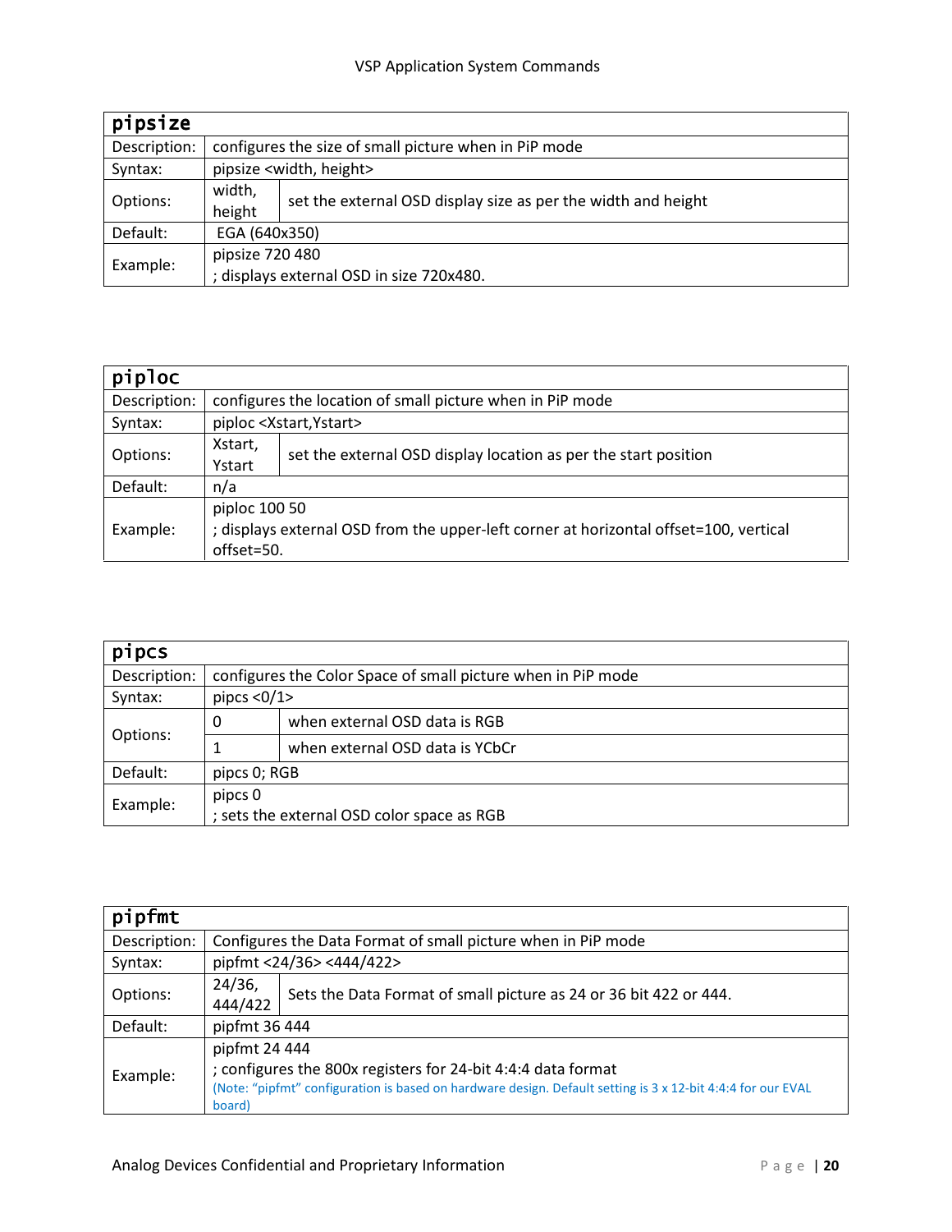| pipsize | | |
|---|---|---|
| Description: | configures the size of small picture when in PiP mode | |
| Syntax: | pipsize <width, height> | |
| Options: | width, height | set the external OSD display size as per the width and height |
| Default: | EGA (640x350) | |
| Example: | pipsize 720 480<br>; displays external OSD in size 720x480. | |

| piploc | | |
|---|---|---|
| Description: | configures the location of small picture when in PiP mode | |
| Syntax: | piploc <Xstart,Ystart> | |
| Options: | Xstart, Ystart | set the external OSD display location as per the start position |
| Default: | n/a | |
| Example: | piploc 100 50<br>; displays external OSD from the upper-left corner at horizontal offset=100, vertical offset=50. | |

| pipcs | | |
|---|---|---|
| Description: | configures the Color Space of small picture when in PiP mode | |
| Syntax: | pipcs <0/1> | |
| Options: | 0 | when external OSD data is RGB |
| | 1 | when external OSD data is YCbCr |
| Default: | pipcs 0; RGB | |
| Example: | pipcs 0<br>; sets the external OSD color space as RGB | |

| pipfmt | | |
|---|---|---|
| Description: | Configures the Data Format of small picture when in PiP mode | |
| Syntax: | pipfmt <24/36> <444/422> | |
| Options: | 24/36, 444/422 | Sets the Data Format of small picture as 24 or 36 bit 422 or 444. |
| Default: | pipfmt 36 444 | |
| Example: | pipfmt 24 444<br>; configures the 800x registers for 24-bit 4:4:4 data format<br>(Note: "pipfmt" configuration is based on hardware design. Default setting is 3 x 12-bit 4:4:4 for our EVAL board) | |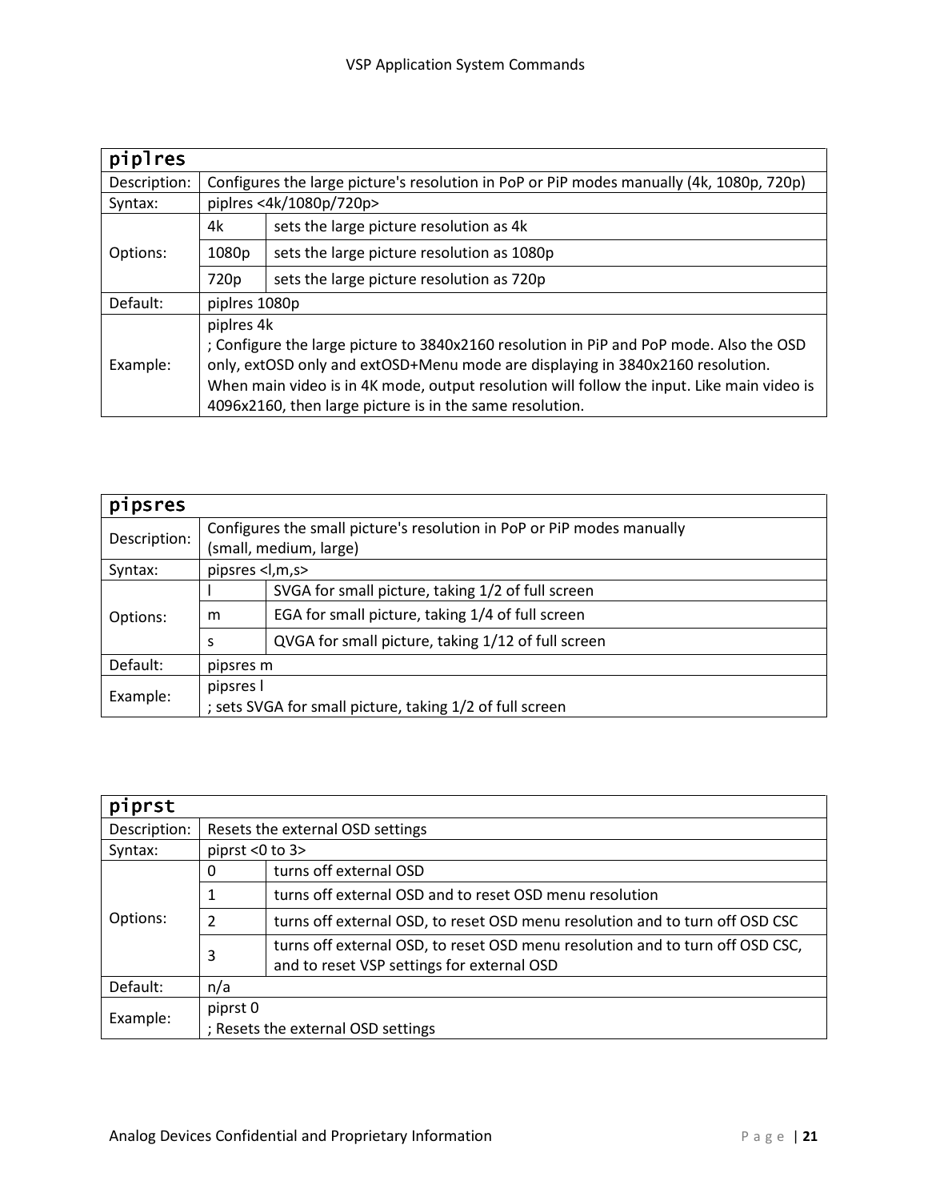| piplres | | |
|---|---|---|
| Description: | Configures the large picture's resolution in PoP or PiP modes manually (4k, 1080p, 720p) | |
| Syntax: | piplres <4k/1080p/720p> | |
| Options: | 4k | sets the large picture resolution as 4k |
| | 1080p | sets the large picture resolution as 1080p |
| | 720p | sets the large picture resolution as 720p |
| Default: | piplres 1080p | |
| Example: | piplres 4k<br>; Configure the large picture to 3840x2160 resolution in PiP and PoP mode. Also the OSD only, extOSD only and extOSD+Menu mode are displaying in 3840x2160 resolution. When main video is in 4K mode, output resolution will follow the input. Like main video is 4096x2160, then large picture is in the same resolution. | |

| pipsres | | |
|---|---|---|
| Description: | Configures the small picture's resolution in PoP or PiP modes manually<br>(small, medium, large) | |
| Syntax: | pipsres <l,m,s> | |
| Options: | l | SVGA for small picture, taking 1/2 of full screen |
| | m | EGA for small picture, taking 1/4 of full screen |
| | s | QVGA for small picture, taking 1/12 of full screen |
| Default: | pipsres m | |
| Example: | pipsres l<br>; sets SVGA for small picture, taking 1/2 of full screen | |

| piprst | | |
|---|---|---|
| Description: | Resets the external OSD settings | |
| Syntax: | piprst <0 to 3> | |
| Options: | 0 | turns off external OSD |
| | 1 | turns off external OSD and to reset OSD menu resolution |
| | 2 | turns off external OSD, to reset OSD menu resolution and to turn off OSD CSC |
| | 3 | turns off external OSD, to reset OSD menu resolution and to turn off OSD CSC, and to reset VSP settings for external OSD |
| Default: | n/a | |
| Example: | piprst 0<br>; Resets the external OSD settings | |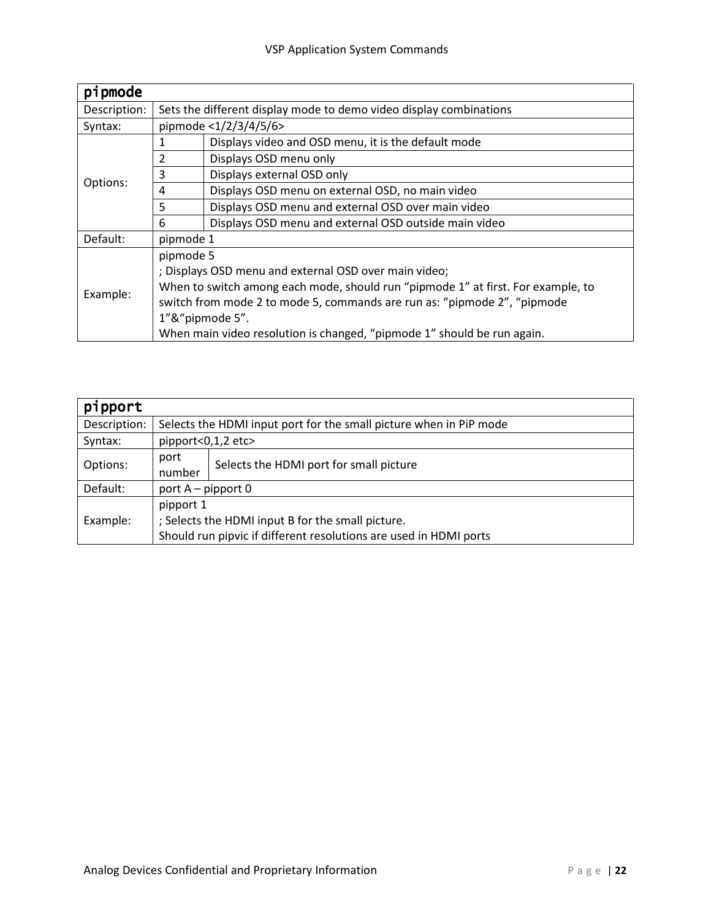| pipmode | | |
|---|---|---|
| Description: | Sets the different display mode to demo video display combinations | |
| Syntax: | pipmode <1/2/3/4/5/6> | |
| Options: | 1 | Displays video and OSD menu, it is the default mode |
| | 2 | Displays OSD menu only |
| | 3 | Displays external OSD only |
| | 4 | Displays OSD menu on external OSD, no main video |
| | 5 | Displays OSD menu and external OSD over main video |
| | 6 | Displays OSD menu and external OSD outside main video |
| Default: | pipmode 1 | |
| Example: | pipmode 5<br>; Displays OSD menu and external OSD over main video;<br>When to switch among each mode, should run “pipmode 1” at first. For example, to switch from mode 2 to mode 5, commands are run as: “pipmode 2”, “pipmode 1”&“pipmode 5”.<br>When main video resolution is changed, “pipmode 1” should be run again. | |

| pipport | | |
|---|---|---|
| Description: | Selects the HDMI input port for the small picture when in PiP mode | |
| Syntax: | pipport<0,1,2 etc> | |
| Options: | port number | Selects the HDMI port for small picture |
| Default: | port A – pipport 0 | |
| Example: | pipport 1<br>; Selects the HDMI input B for the small picture.<br>Should run pipvic if different resolutions are used in HDMI ports | |